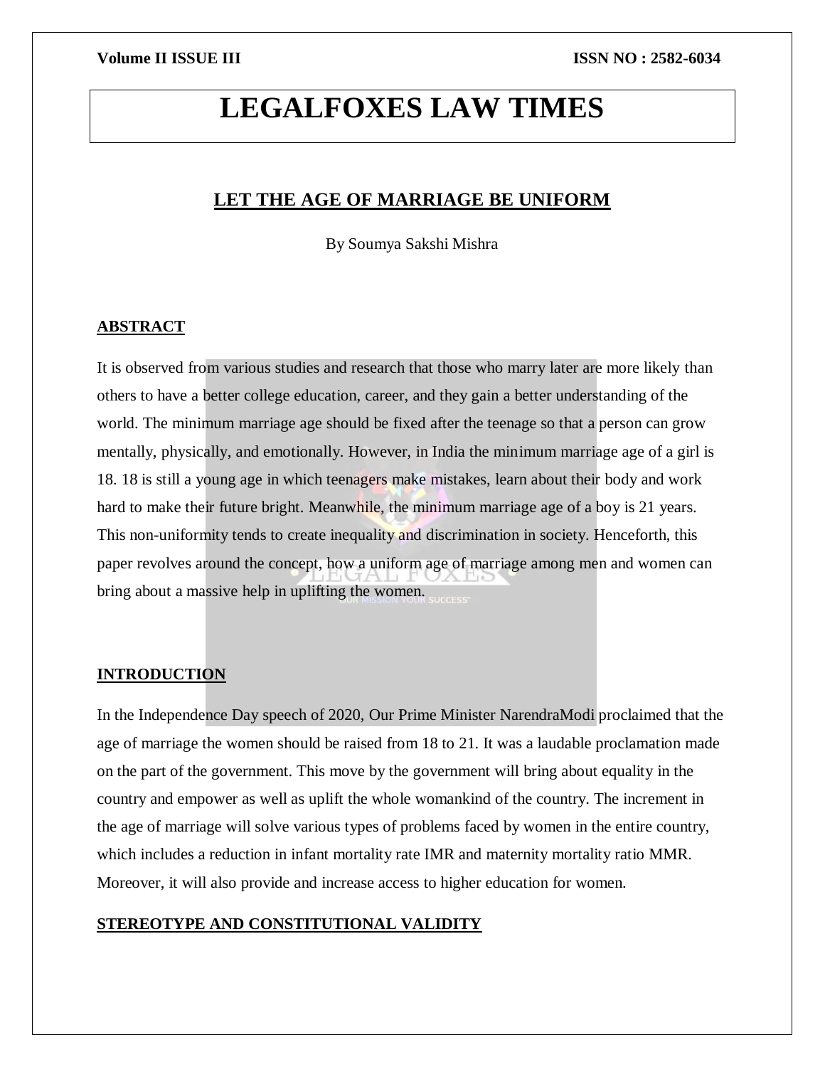# LEGALFOXES LAW TIMES

## LET THE AGE OF MARRIAGE BE UNIFORM

By Soumya Sakshi Mishra

### ABSTRACT

It is observed from various studies and research that those who marry later are more likely than others to have a better college education, career, and they gain a better understanding of the world. The minimum marriage age should be fixed after the teenage so that a person can grow mentally, physically, and emotionally. However, in India the minimum marriage age of a girl is 18. 18 is still a young age in which teenagers make mistakes, learn about their body and work hard to make their future bright. Meanwhile, the minimum marriage age of a boy is 21 years. This non-uniformity tends to create inequality and discrimination in society. Henceforth, this paper revolves around the concept, how a uniform age of marriage among men and women can bring about a massive help in uplifting the women.

### INTRODUCTION

In the Independence Day speech of 2020, Our Prime Minister NarendraModi proclaimed that the age of marriage the women should be raised from 18 to 21. It was a laudable proclamation made on the part of the government. This move by the government will bring about equality in the country and empower as well as uplift the whole womankind of the country. The increment in the age of marriage will solve various types of problems faced by women in the entire country, which includes a reduction in infant mortality rate IMR and maternity mortality ratio MMR. Moreover, it will also provide and increase access to higher education for women.

### STEREOTYPE AND CONSTITUTIONAL VALIDITY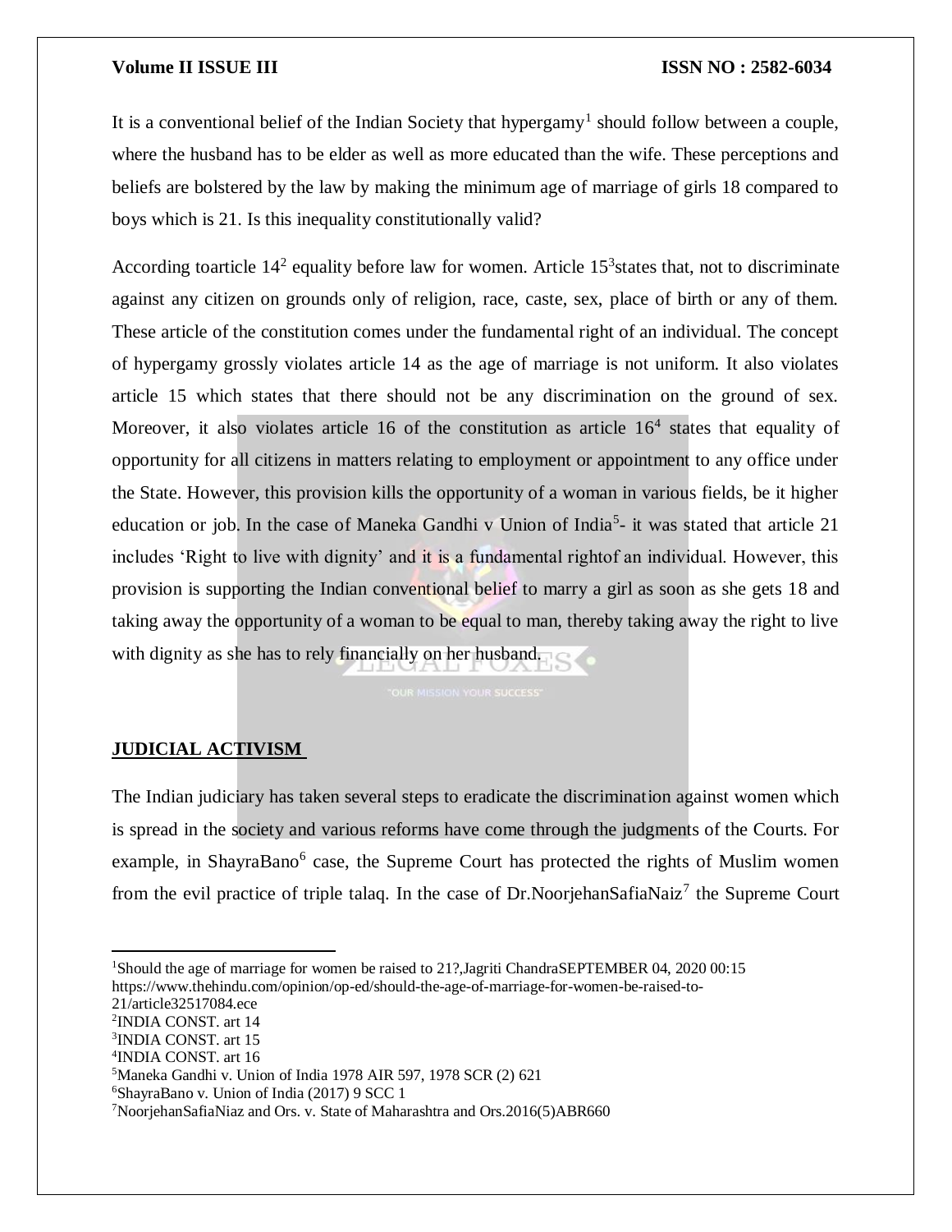It is a conventional belief of the Indian Society that hypergamy[1] should follow between a couple, where the husband has to be elder as well as more educated than the wife. These perceptions and beliefs are bolstered by the law by making the minimum age of marriage of girls 18 compared to boys which is 21. Is this inequality constitutionally valid?

According toarticle 14[2] equality before law for women. Article 15[3]states that, not to discriminate against any citizen on grounds only of religion, race, caste, sex, place of birth or any of them. These article of the constitution comes under the fundamental right of an individual. The concept of hypergamy grossly violates article 14 as the age of marriage is not uniform. It also violates article 15 which states that there should not be any discrimination on the ground of sex. Moreover, it also violates article 16 of the constitution as article 16[4] states that equality of opportunity for all citizens in matters relating to employment or appointment to any office under the State. However, this provision kills the opportunity of a woman in various fields, be it higher education or job. In the case of Maneka Gandhi v Union of India[5]- it was stated that article 21 includes 'Right to live with dignity' and it is a fundamental rightof an individual. However, this provision is supporting the Indian conventional belief to marry a girl as soon as she gets 18 and taking away the opportunity of a woman to be equal to man, thereby taking away the right to live with dignity as she has to rely financially on her husband.

## JUDICIAL ACTIVISM

The Indian judiciary has taken several steps to eradicate the discrimination against women which is spread in the society and various reforms have come through the judgments of the Courts. For example, in ShayraBano[6] case, the Supreme Court has protected the rights of Muslim women from the evil practice of triple talaq. In the case of Dr.NoorjehanSafiaNaiz[7] the Supreme Court

---

[1]Should the age of marriage for women be raised to 21?,Jagriti ChandraSEPTEMBER 04, 2020 00:15 https://www.thehindu.com/opinion/op-ed/should-the-age-of-marriage-for-women-be-raised-to-21/article32517084.ece

[2]INDIA CONST. art 14

[3]INDIA CONST. art 15

[4]INDIA CONST. art 16

[5]Maneka Gandhi v. Union of India 1978 AIR 597, 1978 SCR (2) 621

[6]ShayraBano v. Union of India (2017) 9 SCC 1

[7]NoorjehanSafiaNiaz and Ors. v. State of Maharashtra and Ors.2016(5)ABR660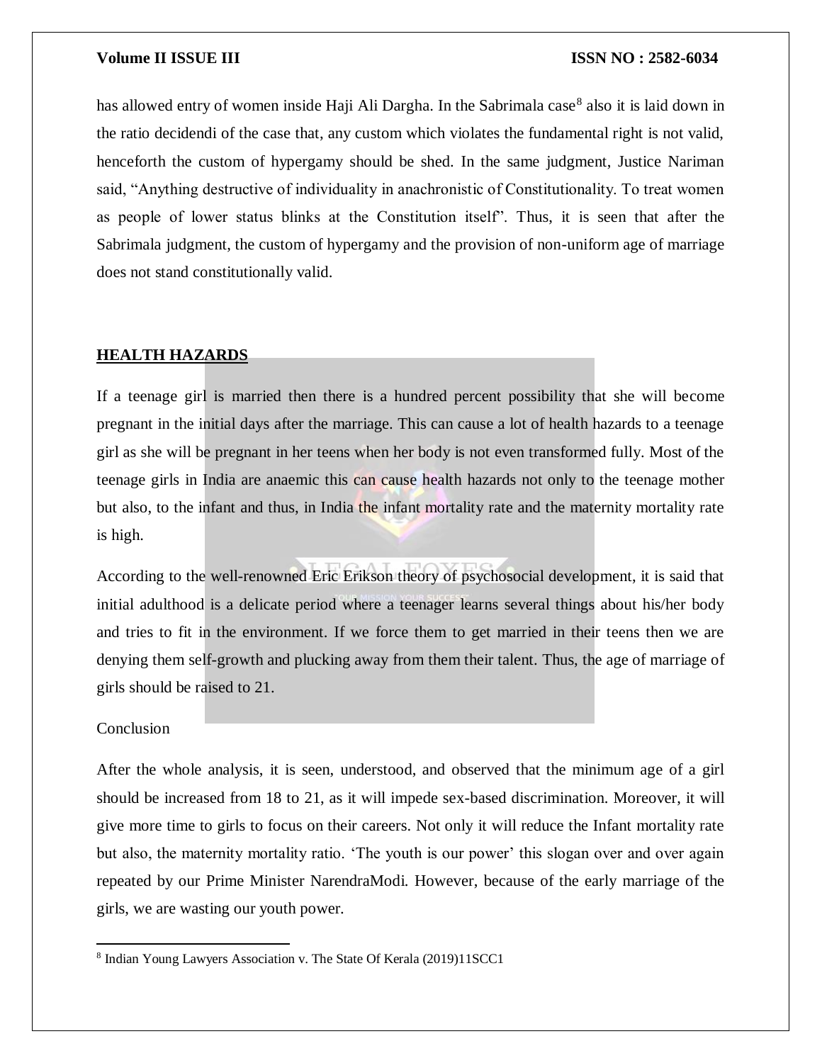has allowed entry of women inside Haji Ali Dargha. In the Sabrimala case[8] also it is laid down in the ratio decidendi of the case that, any custom which violates the fundamental right is not valid, henceforth the custom of hypergamy should be shed. In the same judgment, Justice Nariman said, "Anything destructive of individuality in anachronistic of Constitutionality. To treat women as people of lower status blinks at the Constitution itself". Thus, it is seen that after the Sabrimala judgment, the custom of hypergamy and the provision of non-uniform age of marriage does not stand constitutionally valid.

## HEALTH HAZARDS

If a teenage girl is married then there is a hundred percent possibility that she will become pregnant in the initial days after the marriage. This can cause a lot of health hazards to a teenage girl as she will be pregnant in her teens when her body is not even transformed fully. Most of the teenage girls in India are anaemic this can cause health hazards not only to the teenage mother but also, to the infant and thus, in India the infant mortality rate and the maternity mortality rate is high.

According to the well-renowned Eric Erikson theory of psychosocial development, it is said that initial adulthood is a delicate period where a teenager learns several things about his/her body and tries to fit in the environment. If we force them to get married in their teens then we are denying them self-growth and plucking away from them their talent. Thus, the age of marriage of girls should be raised to 21.

## Conclusion

After the whole analysis, it is seen, understood, and observed that the minimum age of a girl should be increased from 18 to 21, as it will impede sex-based discrimination. Moreover, it will give more time to girls to focus on their careers. Not only it will reduce the Infant mortality rate but also, the maternity mortality ratio. 'The youth is our power' this slogan over and over again repeated by our Prime Minister NarendraModi. However, because of the early marriage of the girls, we are wasting our youth power.

---

[8] Indian Young Lawyers Association v. The State Of Kerala (2019)11SCC1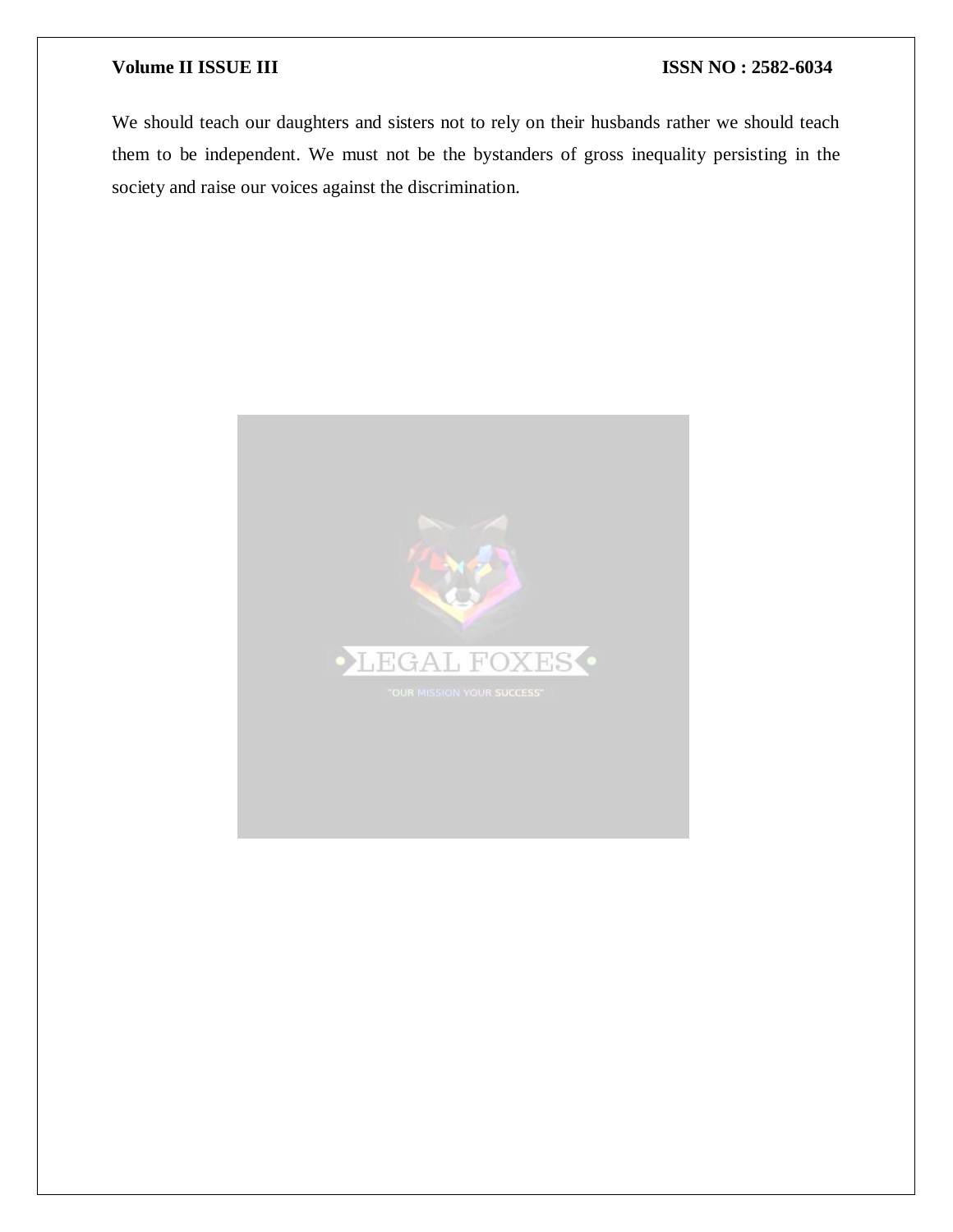We should teach our daughters and sisters not to rely on their husbands rather we should teach them to be independent. We must not be the bystanders of gross inequality persisting in the society and raise our voices against the discrimination.